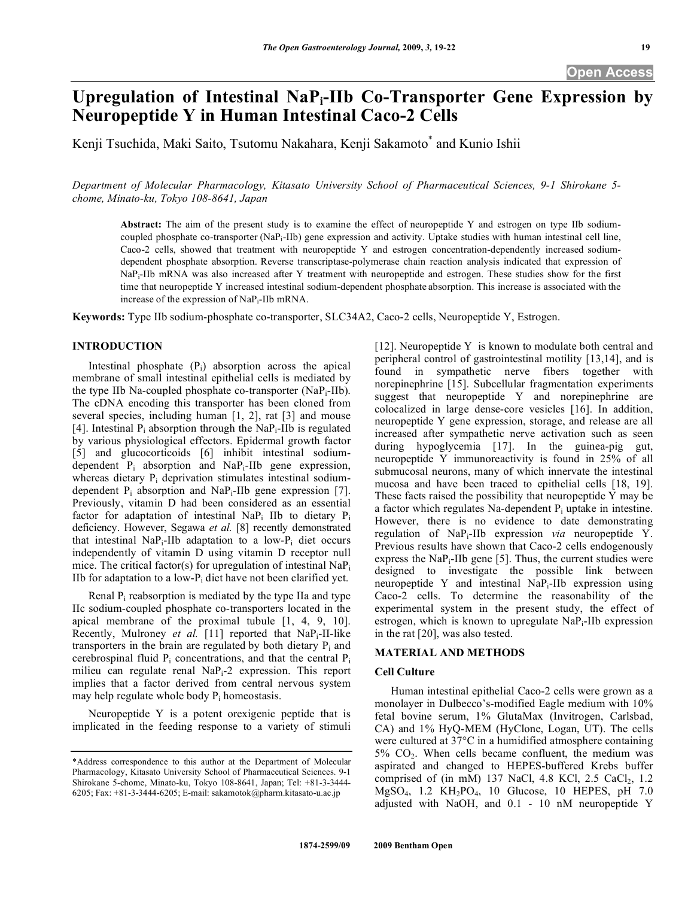**Open Access**

# Upregulation of Intestinal $NaP_i$-IIb Co-Transporter Gene Expression by Neuropeptide Y in Human Intestinal Caco-2 Cells

Kenji Tsuchida, Maki Saito, Tsutomu Nakahara, Kenji Sakamoto* and Kunio Ishii

*Department of Molecular Pharmacology, Kitasato University School of Pharmaceutical Sciences, 9-1 Shirokane 5-chome, Minato-ku, Tokyo 108-8641, Japan*

**Abstract:** The aim of the present study is to examine the effect of neuropeptide Y and estrogen on type IIb sodium-coupled phosphate co-transporter ($NaP_i$-IIb) gene expression and activity. Uptake studies with human intestinal cell line, Caco-2 cells, showed that treatment with neuropeptide Y and estrogen concentration-dependently increased sodium-dependent phosphate absorption. Reverse transcriptase-polymerase chain reaction analysis indicated that expression of $NaP_i$-IIb mRNA was also increased after Y treatment with neuropeptide and estrogen. These studies show for the first time that neuropeptide Y increased intestinal sodium-dependent phosphate absorption. This increase is associated with the increase of the expression of $NaP_i$-IIb mRNA.

**Keywords:** Type IIb sodium-phosphate co-transporter, SLC34A2, Caco-2 cells, Neuropeptide Y, Estrogen.

## INTRODUCTION

Intestinal phosphate ($P_i$) absorption across the apical membrane of small intestinal epithelial cells is mediated by the type IIb Na-coupled phosphate co-transporter ($NaP_i$-IIb). The cDNA encoding this transporter has been cloned from several species, including human [1, 2], rat [3] and mouse [4]. Intestinal $P_i$ absorption through the $NaP_i$-IIb is regulated by various physiological effectors. Epidermal growth factor [5] and glucocorticoids [6] inhibit intestinal sodium-dependent $P_i$ absorption and $NaP_i$-IIb gene expression, whereas dietary $P_i$ deprivation stimulates intestinal sodium-dependent $P_i$ absorption and $NaP_i$-IIb gene expression [7]. Previously, vitamin D had been considered as an essential factor for adaptation of intestinal $NaP_i$ IIb to dietary $P_i$ deficiency. However, Segawa *et al.* [8] recently demonstrated that intestinal $NaP_i$-IIb adaptation to a low-$P_i$ diet occurs independently of vitamin D using vitamin D receptor null mice. The critical factor(s) for upregulation of intestinal $NaP_i$ IIb for adaptation to a low-$P_i$ diet have not been clarified yet.

Renal $P_i$ reabsorption is mediated by the type IIa and type IIc sodium-coupled phosphate co-transporters located in the apical membrane of the proximal tubule [1, 4, 9, 10]. Recently, Mulroney *et al.* [11] reported that $NaP_i$-II-like transporters in the brain are regulated by both dietary $P_i$ and cerebrospinal fluid $P_i$ concentrations, and that the central $P_i$ milieu can regulate renal $NaP_i$-2 expression. This report implies that a factor derived from central nervous system may help regulate whole body $P_i$ homeostasis.

Neuropeptide Y is a potent orexigenic peptide that is implicated in the feeding response to a variety of stimuli [12]. Neuropeptide Y is known to modulate both central and peripheral control of gastrointestinal motility [13,14], and is found in sympathetic nerve fibers together with norepinephrine [15]. Subcellular fragmentation experiments suggest that neuropeptide Y and norepinephrine are colocalized in large dense-core vesicles [16]. In addition, neuropeptide Y gene expression, storage, and release are all increased after sympathetic nerve activation such as seen during hypoglycemia [17]. In the guinea-pig gut, neuropeptide Y immunoreactivity is found in 25% of all submucosal neurons, many of which innervate the intestinal mucosa and have been traced to epithelial cells [18, 19]. These facts raised the possibility that neuropeptide Y may be a factor which regulates Na-dependent $P_i$ uptake in intestine. However, there is no evidence to date demonstrating regulation of $NaP_i$-IIb expression *via* neuropeptide Y. Previous results have shown that Caco-2 cells endogenously express the $NaP_i$-IIb gene [5]. Thus, the current studies were designed to investigate the possible link between neuropeptide Y and intestinal $NaP_i$-IIb expression using Caco-2 cells. To determine the reasonability of the experimental system in the present study, the effect of estrogen, which is known to upregulate $NaP_i$-IIb expression in the rat [20], was also tested.

## MATERIAL AND METHODS

### Cell Culture

Human intestinal epithelial Caco-2 cells were grown as a monolayer in Dulbecco's-modified Eagle medium with 10% fetal bovine serum, 1% GlutaMax (Invitrogen, Carlsbad, CA) and 1% HyQ-MEM (HyClone, Logan, UT). The cells were cultured at 37°C in a humidified atmosphere containing 5% $CO_2$. When cells became confluent, the medium was aspirated and changed to HEPES-buffered Krebs buffer comprised of (in mM) 137 NaCl, 4.8 KCl, 2.5 $CaCl_2$, 1.2 $MgSO_4$, 1.2 $KH_2PO_4$, 10 Glucose, 10 HEPES, pH 7.0 adjusted with NaOH, and 0.1 - 10 nM neuropeptide Y

*Address correspondence to this author at the Department of Molecular Pharmacology, Kitasato University School of Pharmaceutical Sciences. 9-1 Shirokane 5-chome, Minato-ku, Tokyo 108-8641, Japan; Tel: +81-3-3444-6205; Fax: +81-3-3444-6205; E-mail: sakamotok@pharm.kitasato-u.ac.jp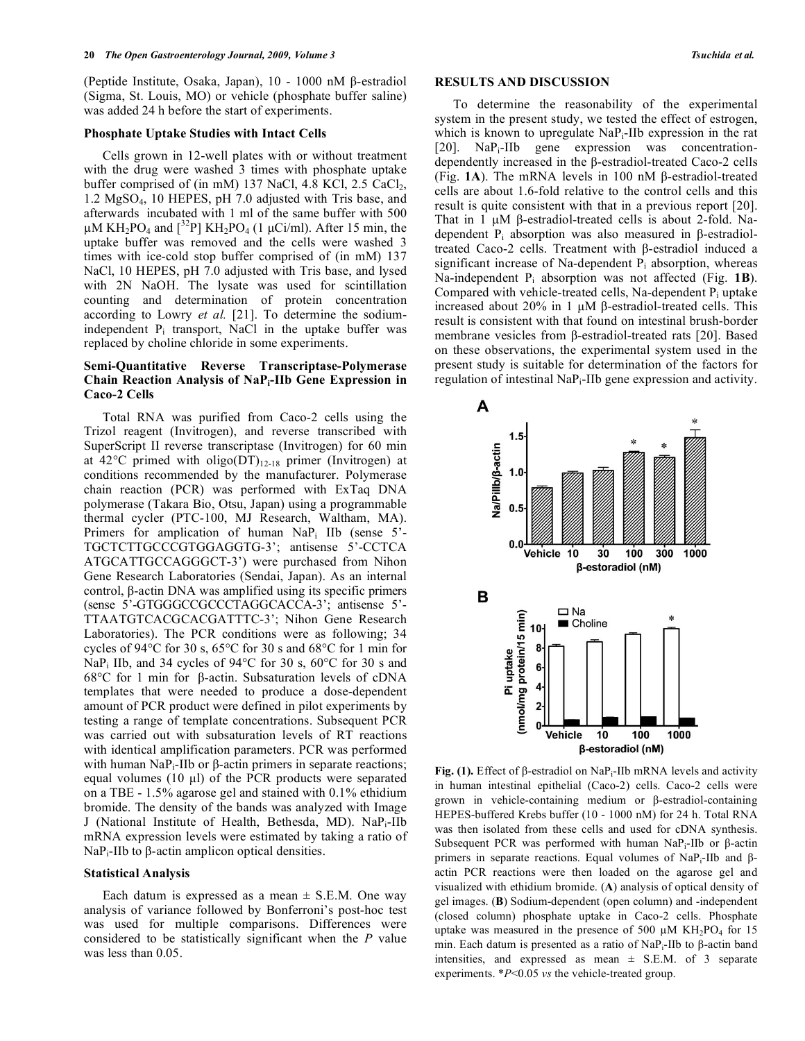(Peptide Institute, Osaka, Japan), 10 - 1000 nM β-estradiol (Sigma, St. Louis, MO) or vehicle (phosphate buffer saline) was added 24 h before the start of experiments.

### Phosphate Uptake Studies with Intact Cells

Cells grown in 12-well plates with or without treatment with the drug were washed 3 times with phosphate uptake buffer comprised of (in mM) 137 NaCl, 4.8 KCl, 2.5 $CaCl_2$, 1.2 $MgSO_4$, 10 HEPES, pH 7.0 adjusted with Tris base, and afterwards incubated with 1 ml of the same buffer with 500 μM $KH_2PO_4$ and [$^{32}$P] $KH_2PO_4$ (1 μCi/ml). After 15 min, the uptake buffer was removed and the cells were washed 3 times with ice-cold stop buffer comprised of (in mM) 137 NaCl, 10 HEPES, pH 7.0 adjusted with Tris base, and lysed with 2N NaOH. The lysate was used for scintillation counting and determination of protein concentration according to Lowry *et al.* [21]. To determine the sodium-independent $P_i$ transport, NaCl in the uptake buffer was replaced by choline chloride in some experiments.

### Semi-Quantitative Reverse Transcriptase-Polymerase Chain Reaction Analysis of $NaP_i$-IIb Gene Expression in Caco-2 Cells

Total RNA was purified from Caco-2 cells using the Trizol reagent (Invitrogen), and reverse transcribed with SuperScript II reverse transcriptase (Invitrogen) for 60 min at 42°C primed with oligo(DT)$_{12-18}$ primer (Invitrogen) at conditions recommended by the manufacturer. Polymerase chain reaction (PCR) was performed with ExTaq DNA polymerase (Takara Bio, Otsu, Japan) using a programmable thermal cycler (PTC-100, MJ Research, Waltham, MA). Primers for amplication of human $NaP_i$ IIb (sense 5'-TGCTCTTGCCCGTGGAGGTG-3'; antisense 5'-CCTCA ATGCATTGCCAGGGCT-3') were purchased from Nihon Gene Research Laboratories (Sendai, Japan). As an internal control, β-actin DNA was amplified using its specific primers (sense 5'-GTGGGCCGCCCTAGGCACCA-3'; antisense 5'-TTAATGTCACGCACGATTTC-3'; Nihon Gene Research Laboratories). The PCR conditions were as following; 34 cycles of 94°C for 30 s, 65°C for 30 s and 68°C for 1 min for $NaP_i$ IIb, and 34 cycles of 94°C for 30 s, 60°C for 30 s and 68°C for 1 min for β-actin. Subsaturation levels of cDNA templates that were needed to produce a dose-dependent amount of PCR product were defined in pilot experiments by testing a range of template concentrations. Subsequent PCR was carried out with subsaturation levels of RT reactions with identical amplification parameters. PCR was performed with human $NaP_i$-IIb or β-actin primers in separate reactions; equal volumes (10 μl) of the PCR products were separated on a TBE - 1.5% agarose gel and stained with 0.1% ethidium bromide. The density of the bands was analyzed with Image J (National Institute of Health, Bethesda, MD). $NaP_i$-IIb mRNA expression levels were estimated by taking a ratio of $NaP_i$-IIb to β-actin amplicon optical densities.

### Statistical Analysis

Each datum is expressed as a mean ± S.E.M. One way analysis of variance followed by Bonferroni's post-hoc test was used for multiple comparisons. Differences were considered to be statistically significant when the *P* value was less than 0.05.

## RESULTS AND DISCUSSION

To determine the reasonability of the experimental system in the present study, we tested the effect of estrogen, which is known to upregulate $NaP_i$-IIb expression in the rat [20]. $NaP_i$-IIb gene expression was concentration-dependently increased in the β-estradiol-treated Caco-2 cells (Fig. **1A**). The mRNA levels in 100 nM β-estradiol-treated cells are about 1.6-fold relative to the control cells and this result is quite consistent with that in a previous report [20]. That in 1 μM β-estradiol-treated cells is about 2-fold. Na-dependent $P_i$ absorption was also measured in β-estradiol-treated Caco-2 cells. Treatment with β-estradiol induced a significant increase of Na-dependent $P_i$ absorption, whereas Na-independent $P_i$ absorption was not affected (Fig. **1B**). Compared with vehicle-treated cells, Na-dependent $P_i$ uptake increased about 20% in 1 μM β-estradiol-treated cells. This result is consistent with that found on intestinal brush-border membrane vesicles from β-estradiol-treated rats [20]. Based on these observations, the experimental system used in the present study is suitable for determination of the factors for regulation of intestinal $NaP_i$-IIb gene expression and activity.

**Fig. (1).** Effect of β-estradiol on $NaP_i$-IIb mRNA levels and activity in human intestinal epithelial (Caco-2) cells. Caco-2 cells were grown in vehicle-containing medium or β-estradiol-containing HEPES-buffered Krebs buffer (10 - 1000 nM) for 24 h. Total RNA was then isolated from these cells and used for cDNA synthesis. Subsequent PCR was performed with human $NaP_i$-IIb or β-actin primers in separate reactions. Equal volumes of $NaP_i$-IIb and β-actin PCR reactions were then loaded on the agarose gel and visualized with ethidium bromide. (**A**) analysis of optical density of gel images. (**B**) Sodium-dependent (open column) and -independent (closed column) phosphate uptake in Caco-2 cells. Phosphate uptake was measured in the presence of 500 μM $KH_2PO_4$ for 15 min. Each datum is presented as a ratio of $NaP_i$-IIb to β-actin band intensities, and expressed as mean ± S.E.M. of 3 separate experiments. \*$P$<0.05 *vs* the vehicle-treated group.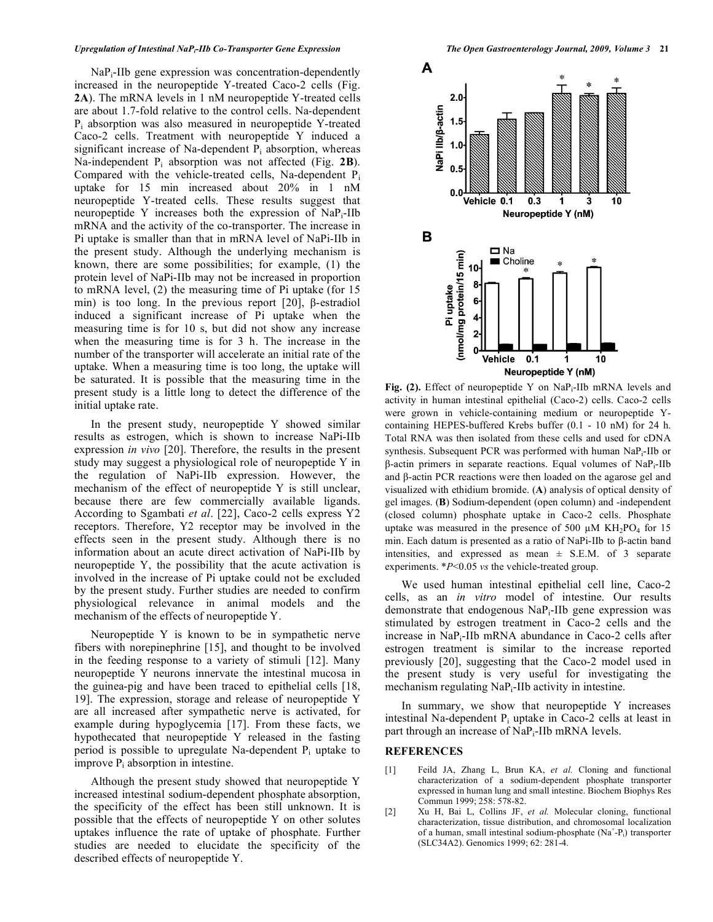$NaP_i$-IIb gene expression was concentration-dependently increased in the neuropeptide Y-treated Caco-2 cells (Fig. **2A**). The mRNA levels in 1 nM neuropeptide Y-treated cells are about 1.7-fold relative to the control cells. Na-dependent $P_i$ absorption was also measured in neuropeptide Y-treated Caco-2 cells. Treatment with neuropeptide Y induced a significant increase of Na-dependent $P_i$ absorption, whereas Na-independent $P_i$ absorption was not affected (Fig. **2B**). Compared with the vehicle-treated cells, Na-dependent $P_i$ uptake for 15 min increased about 20% in 1 nM neuropeptide Y-treated cells. These results suggest that neuropeptide Y increases both the expression of $NaP_i$-IIb mRNA and the activity of the co-transporter. The increase in Pi uptake is smaller than that in mRNA level of NaPi-IIb in the present study. Although the underlying mechanism is known, there are some possibilities; for example, (1) the protein level of NaPi-IIb may not be increased in proportion to mRNA level, (2) the measuring time of Pi uptake (for 15 min) is too long. In the previous report [20], β-estradiol induced a significant increase of Pi uptake when the measuring time is for 10 s, but did not show any increase when the measuring time is for 3 h. The increase in the number of the transporter will accelerate an initial rate of the uptake. When a measuring time is too long, the uptake will be saturated. It is possible that the measuring time in the present study is a little long to detect the difference of the initial uptake rate.

In the present study, neuropeptide Y showed similar results as estrogen, which is shown to increase NaPi-IIb expression *in vivo* [20]. Therefore, the results in the present study may suggest a physiological role of neuropeptide Y in the regulation of NaPi-IIb expression. However, the mechanism of the effect of neuropeptide Y is still unclear, because there are few commercially available ligands. According to Sgambati *et al*. [22], Caco-2 cells express Y2 receptors. Therefore, Y2 receptor may be involved in the effects seen in the present study. Although there is no information about an acute direct activation of NaPi-IIb by neuropeptide Y, the possibility that the acute activation is involved in the increase of Pi uptake could not be excluded by the present study. Further studies are needed to confirm physiological relevance in animal models and the mechanism of the effects of neuropeptide Y.

Neuropeptide Y is known to be in sympathetic nerve fibers with norepinephrine [15], and thought to be involved in the feeding response to a variety of stimuli [12]. Many neuropeptide Y neurons innervate the intestinal mucosa in the guinea-pig and have been traced to epithelial cells [18, 19]. The expression, storage and release of neuropeptide Y are all increased after sympathetic nerve is activated, for example during hypoglycemia [17]. From these facts, we hypothecated that neuropeptide Y released in the fasting period is possible to upregulate Na-dependent $P_i$ uptake to improve $P_i$ absorption in intestine.

Although the present study showed that neuropeptide Y increased intestinal sodium-dependent phosphate absorption, the specificity of the effect has been still unknown. It is possible that the effects of neuropeptide Y on other solutes uptakes influence the rate of uptake of phosphate. Further studies are needed to elucidate the specificity of the described effects of neuropeptide Y.

**Fig. (2).** Effect of neuropeptide Y on $NaP_i$-IIb mRNA levels and activity in human intestinal epithelial (Caco-2) cells. Caco-2 cells were grown in vehicle-containing medium or neuropeptide Y-containing HEPES-buffered Krebs buffer (0.1 - 10 nM) for 24 h. Total RNA was then isolated from these cells and used for cDNA synthesis. Subsequent PCR was performed with human $NaP_i$-IIb or β-actin primers in separate reactions. Equal volumes of $NaP_i$-IIb and β-actin PCR reactions were then loaded on the agarose gel and visualized with ethidium bromide. (**A**) analysis of optical density of gel images. (**B**) Sodium-dependent (open column) and -independent (closed column) phosphate uptake in Caco-2 cells. Phosphate uptake was measured in the presence of 500 μM $KH_2PO_4$ for 15 min. Each datum is presented as a ratio of NaPi-IIb to β-actin band intensities, and expressed as mean ± S.E.M. of 3 separate experiments. *$P$<0.05 *vs* the vehicle-treated group.

We used human intestinal epithelial cell line, Caco-2 cells, as an *in vitro* model of intestine. Our results demonstrate that endogenous $NaP_i$-IIb gene expression was stimulated by estrogen treatment in Caco-2 cells and the increase in $NaP_i$-IIb mRNA abundance in Caco-2 cells after estrogen treatment is similar to the increase reported previously [20], suggesting that the Caco-2 model used in the present study is very useful for investigating the mechanism regulating $NaP_i$-IIb activity in intestine.

In summary, we show that neuropeptide Y increases intestinal Na-dependent $P_i$ uptake in Caco-2 cells at least in part through an increase of $NaP_i$-IIb mRNA levels.

## REFERENCES

[1] Feild JA, Zhang L, Brun KA, *et al.* Cloning and functional characterization of a sodium-dependent phosphate transporter expressed in human lung and small intestine. Biochem Biophys Res Commun 1999; 258: 578-82.

[2] Xu H, Bai L, Collins JF, *et al.* Molecular cloning, functional characterization, tissue distribution, and chromosomal localization of a human, small intestinal sodium-phosphate ($Na^+$-$P_i$) transporter (SLC34A2). Genomics 1999; 62: 281-4.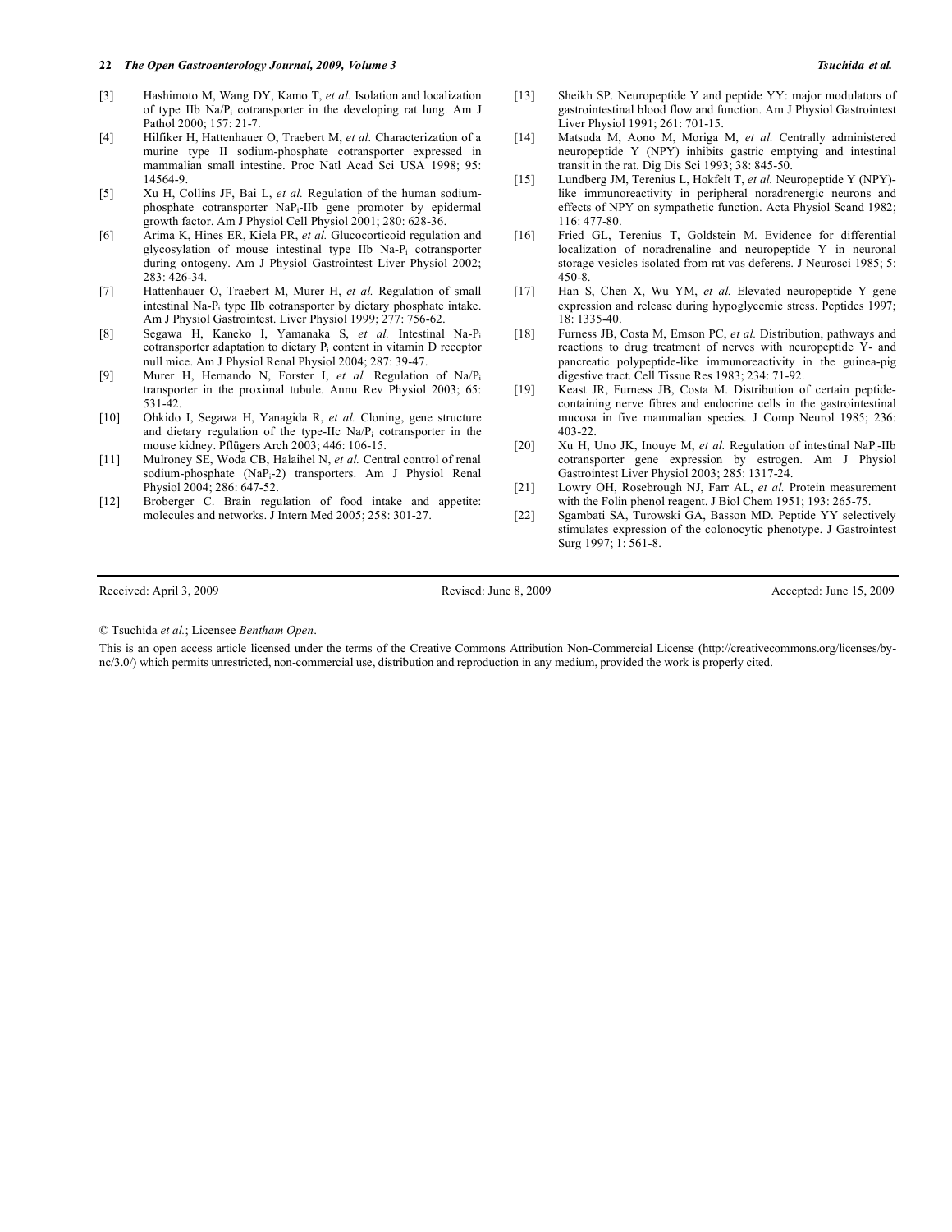[3] Hashimoto M, Wang DY, Kamo T, *et al.* Isolation and localization of type IIb Na/$P_i$ cotransporter in the developing rat lung. Am J Pathol 2000; 157: 21-7.

[4] Hilfiker H, Hattenhauer O, Traebert M, *et al.* Characterization of a murine type II sodium-phosphate cotransporter expressed in mammalian small intestine. Proc Natl Acad Sci USA 1998; 95: 14564-9.

[5] Xu H, Collins JF, Bai L, *et al.* Regulation of the human sodium-phosphate cotransporter Na$P_i$-IIb gene promoter by epidermal growth factor. Am J Physiol Cell Physiol 2001; 280: 628-36.

[6] Arima K, Hines ER, Kiela PR, *et al.* Glucocorticoid regulation and glycosylation of mouse intestinal type IIb Na-$P_i$ cotransporter during ontogeny. Am J Physiol Gastrointest Liver Physiol 2002; 283: 426-34.

[7] Hattenhauer O, Traebert M, Murer H, *et al.* Regulation of small intestinal Na-$P_i$ type IIb cotransporter by dietary phosphate intake. Am J Physiol Gastrointest. Liver Physiol 1999; 277: 756-62.

[8] Segawa H, Kaneko I, Yamanaka S, *et al.* Intestinal Na-$P_i$ cotransporter adaptation to dietary $P_i$ content in vitamin D receptor null mice. Am J Physiol Renal Physiol 2004; 287: 39-47.

[9] Murer H, Hernando N, Forster I, *et al.* Regulation of Na/$P_i$ transporter in the proximal tubule. Annu Rev Physiol 2003; 65: 531-42.

[10] Ohkido I, Segawa H, Yanagida R, *et al.* Cloning, gene structure and dietary regulation of the type-IIc Na/$P_i$ cotransporter in the mouse kidney. Pflügers Arch 2003; 446: 106-15.

[11] Mulroney SE, Woda CB, Halaihel N, *et al.* Central control of renal sodium-phosphate (Na$P_i$-2) transporters. Am J Physiol Renal Physiol 2004; 286: 647-52.

[12] Broberger C. Brain regulation of food intake and appetite: molecules and networks. J Intern Med 2005; 258: 301-27.

[13] Sheikh SP. Neuropeptide Y and peptide YY: major modulators of gastrointestinal blood flow and function. Am J Physiol Gastrointest Liver Physiol 1991; 261: 701-15.

[14] Matsuda M, Aono M, Moriga M, *et al.* Centrally administered neuropeptide Y (NPY) inhibits gastric emptying and intestinal transit in the rat. Dig Dis Sci 1993; 38: 845-50.

[15] Lundberg JM, Terenius L, Hokfelt T, *et al.* Neuropeptide Y (NPY)-like immunoreactivity in peripheral noradrenergic neurons and effects of NPY on sympathetic function. Acta Physiol Scand 1982; 116: 477-80.

[16] Fried GL, Terenius T, Goldstein M. Evidence for differential localization of noradrenaline and neuropeptide Y in neuronal storage vesicles isolated from rat vas deferens. J Neurosci 1985; 5: 450-8.

[17] Han S, Chen X, Wu YM, *et al.* Elevated neuropeptide Y gene expression and release during hypoglycemic stress. Peptides 1997; 18: 1335-40.

[18] Furness JB, Costa M, Emson PC, *et al.* Distribution, pathways and reactions to drug treatment of nerves with neuropeptide Y- and pancreatic polypeptide-like immunoreactivity in the guinea-pig digestive tract. Cell Tissue Res 1983; 234: 71-92.

[19] Keast JR, Furness JB, Costa M. Distribution of certain peptide-containing nerve fibres and endocrine cells in the gastrointestinal mucosa in five mammalian species. J Comp Neurol 1985; 236: 403-22.

[20] Xu H, Uno JK, Inouye M, *et al.* Regulation of intestinal Na$P_i$-IIb cotransporter gene expression by estrogen. Am J Physiol Gastrointest Liver Physiol 2003; 285: 1317-24.

[21] Lowry OH, Rosebrough NJ, Farr AL, *et al.* Protein measurement with the Folin phenol reagent. J Biol Chem 1951; 193: 265-75.

[22] Sgambati SA, Turowski GA, Basson MD. Peptide YY selectively stimulates expression of the colonocytic phenotype. J Gastrointest Surg 1997; 1: 561-8.

Received: April 3, 2009 Revised: June 8, 2009 Accepted: June 15, 2009

© Tsuchida *et al.*; Licensee *Bentham Open*.

This is an open access article licensed under the terms of the Creative Commons Attribution Non-Commercial License (http://creativecommons.org/licenses/by-nc/3.0/) which permits unrestricted, non-commercial use, distribution and reproduction in any medium, provided the work is properly cited.